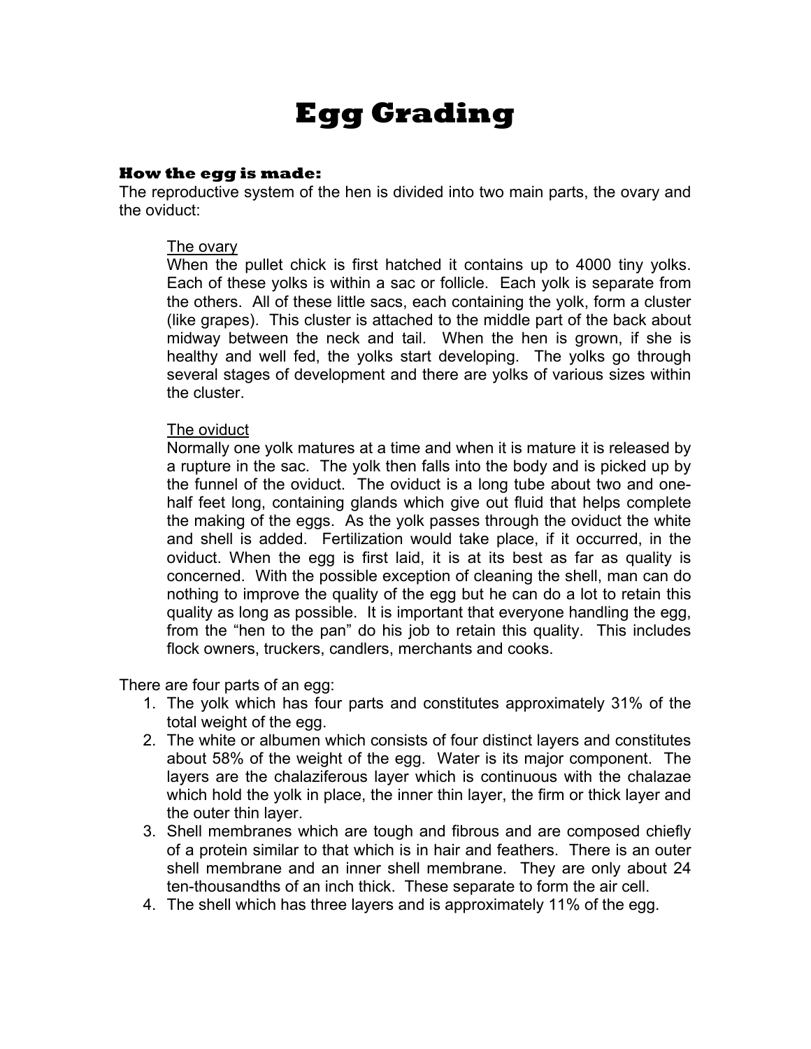# Egg Grading

### How the egg is made:

The reproductive system of the hen is divided into two main parts, the ovary and the oviduct:

> <u>The ovary</u>
>
> When the pullet chick is first hatched it contains up to 4000 tiny yolks. Each of these yolks is within a sac or follicle. Each yolk is separate from the others. All of these little sacs, each containing the yolk, form a cluster (like grapes). This cluster is attached to the middle part of the back about midway between the neck and tail. When the hen is grown, if she is healthy and well fed, the yolks start developing. The yolks go through several stages of development and there are yolks of various sizes within the cluster.
>
> <u>The oviduct</u>
>
> Normally one yolk matures at a time and when it is mature it is released by a rupture in the sac. The yolk then falls into the body and is picked up by the funnel of the oviduct. The oviduct is a long tube about two and one-half feet long, containing glands which give out fluid that helps complete the making of the eggs. As the yolk passes through the oviduct the white and shell is added. Fertilization would take place, if it occurred, in the oviduct. When the egg is first laid, it is at its best as far as quality is concerned. With the possible exception of cleaning the shell, man can do nothing to improve the quality of the egg but he can do a lot to retain this quality as long as possible. It is important that everyone handling the egg, from the "hen to the pan" do his job to retain this quality. This includes flock owners, truckers, candlers, merchants and cooks.

There are four parts of an egg:

1. The yolk which has four parts and constitutes approximately 31% of the total weight of the egg.
2. The white or albumen which consists of four distinct layers and constitutes about 58% of the weight of the egg. Water is its major component. The layers are the chalaziferous layer which is continuous with the chalazae which hold the yolk in place, the inner thin layer, the firm or thick layer and the outer thin layer.
3. Shell membranes which are tough and fibrous and are composed chiefly of a protein similar to that which is in hair and feathers. There is an outer shell membrane and an inner shell membrane. They are only about 24 ten-thousandths of an inch thick. These separate to form the air cell.
4. The shell which has three layers and is approximately 11% of the egg.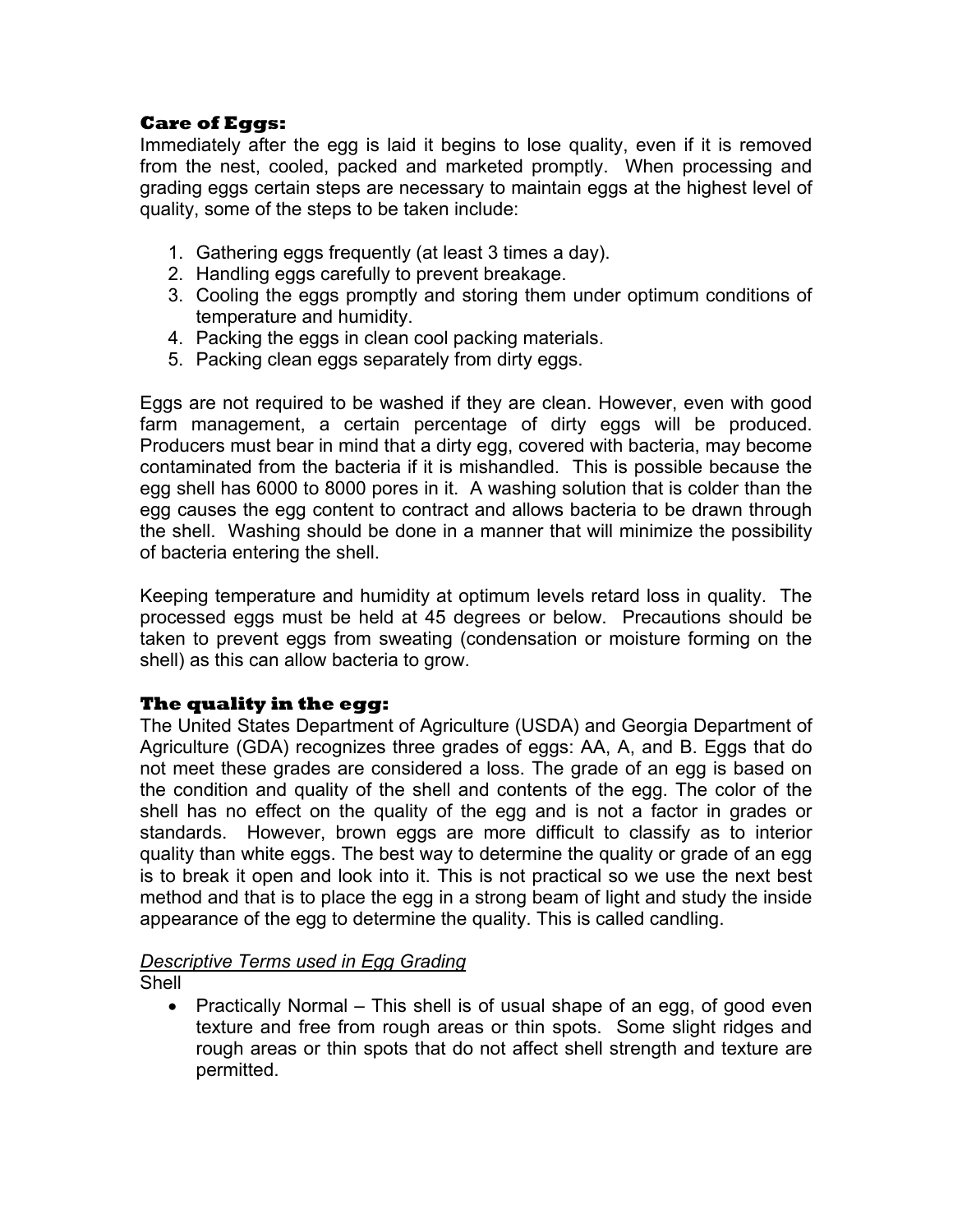### Care of Eggs:

Immediately after the egg is laid it begins to lose quality, even if it is removed from the nest, cooled, packed and marketed promptly. When processing and grading eggs certain steps are necessary to maintain eggs at the highest level of quality, some of the steps to be taken include:

1. Gathering eggs frequently (at least 3 times a day).
2. Handling eggs carefully to prevent breakage.
3. Cooling the eggs promptly and storing them under optimum conditions of temperature and humidity.
4. Packing the eggs in clean cool packing materials.
5. Packing clean eggs separately from dirty eggs.

Eggs are not required to be washed if they are clean. However, even with good farm management, a certain percentage of dirty eggs will be produced. Producers must bear in mind that a dirty egg, covered with bacteria, may become contaminated from the bacteria if it is mishandled. This is possible because the egg shell has 6000 to 8000 pores in it. A washing solution that is colder than the egg causes the egg content to contract and allows bacteria to be drawn through the shell. Washing should be done in a manner that will minimize the possibility of bacteria entering the shell.

Keeping temperature and humidity at optimum levels retard loss in quality. The processed eggs must be held at 45 degrees or below. Precautions should be taken to prevent eggs from sweating (condensation or moisture forming on the shell) as this can allow bacteria to grow.

### The quality in the egg:

The United States Department of Agriculture (USDA) and Georgia Department of Agriculture (GDA) recognizes three grades of eggs: AA, A, and B. Eggs that do not meet these grades are considered a loss. The grade of an egg is based on the condition and quality of the shell and contents of the egg. The color of the shell has no effect on the quality of the egg and is not a factor in grades or standards. However, brown eggs are more difficult to classify as to interior quality than white eggs. The best way to determine the quality or grade of an egg is to break it open and look into it. This is not practical so we use the next best method and that is to place the egg in a strong beam of light and study the inside appearance of the egg to determine the quality. This is called candling.

*Descriptive Terms used in Egg Grading*

Shell

- Practically Normal – This shell is of usual shape of an egg, of good even texture and free from rough areas or thin spots. Some slight ridges and rough areas or thin spots that do not affect shell strength and texture are permitted.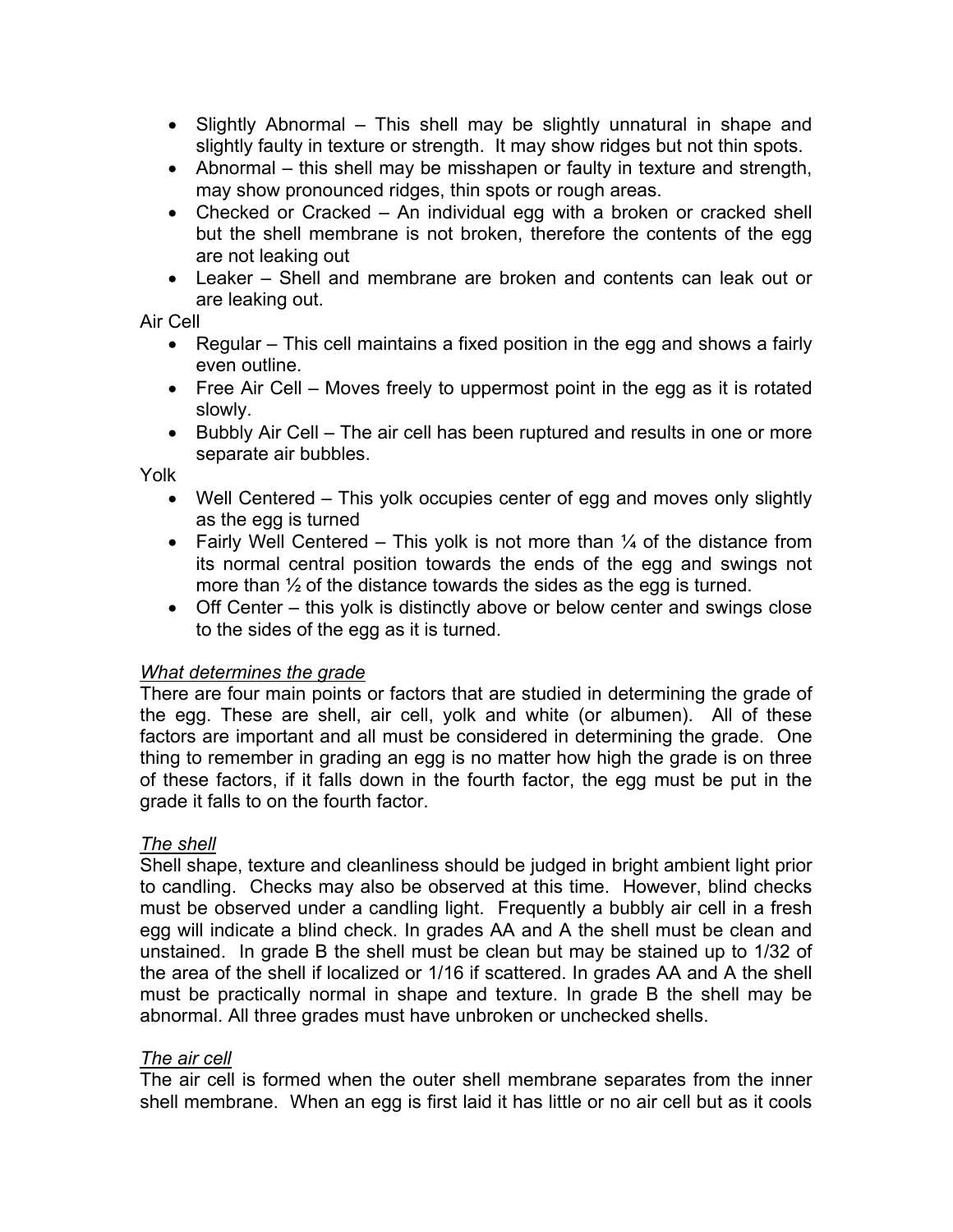- Slightly Abnormal – This shell may be slightly unnatural in shape and slightly faulty in texture or strength. It may show ridges but not thin spots.
- Abnormal – this shell may be misshapen or faulty in texture and strength, may show pronounced ridges, thin spots or rough areas.
- Checked or Cracked – An individual egg with a broken or cracked shell but the shell membrane is not broken, therefore the contents of the egg are not leaking out
- Leaker – Shell and membrane are broken and contents can leak out or are leaking out.

Air Cell

- Regular – This cell maintains a fixed position in the egg and shows a fairly even outline.
- Free Air Cell – Moves freely to uppermost point in the egg as it is rotated slowly.
- Bubbly Air Cell – The air cell has been ruptured and results in one or more separate air bubbles.

Yolk

- Well Centered – This yolk occupies center of egg and moves only slightly as the egg is turned
- Fairly Well Centered – This yolk is not more than ¼ of the distance from its normal central position towards the ends of the egg and swings not more than ½ of the distance towards the sides as the egg is turned.
- Off Center – this yolk is distinctly above or below center and swings close to the sides of the egg as it is turned.

*What determines the grade*

There are four main points or factors that are studied in determining the grade of the egg. These are shell, air cell, yolk and white (or albumen). All of these factors are important and all must be considered in determining the grade. One thing to remember in grading an egg is no matter how high the grade is on three of these factors, if it falls down in the fourth factor, the egg must be put in the grade it falls to on the fourth factor.

*The shell*

Shell shape, texture and cleanliness should be judged in bright ambient light prior to candling. Checks may also be observed at this time. However, blind checks must be observed under a candling light. Frequently a bubbly air cell in a fresh egg will indicate a blind check. In grades AA and A the shell must be clean and unstained. In grade B the shell must be clean but may be stained up to 1/32 of the area of the shell if localized or 1/16 if scattered. In grades AA and A the shell must be practically normal in shape and texture. In grade B the shell may be abnormal. All three grades must have unbroken or unchecked shells.

*The air cell*

The air cell is formed when the outer shell membrane separates from the inner shell membrane. When an egg is first laid it has little or no air cell but as it cools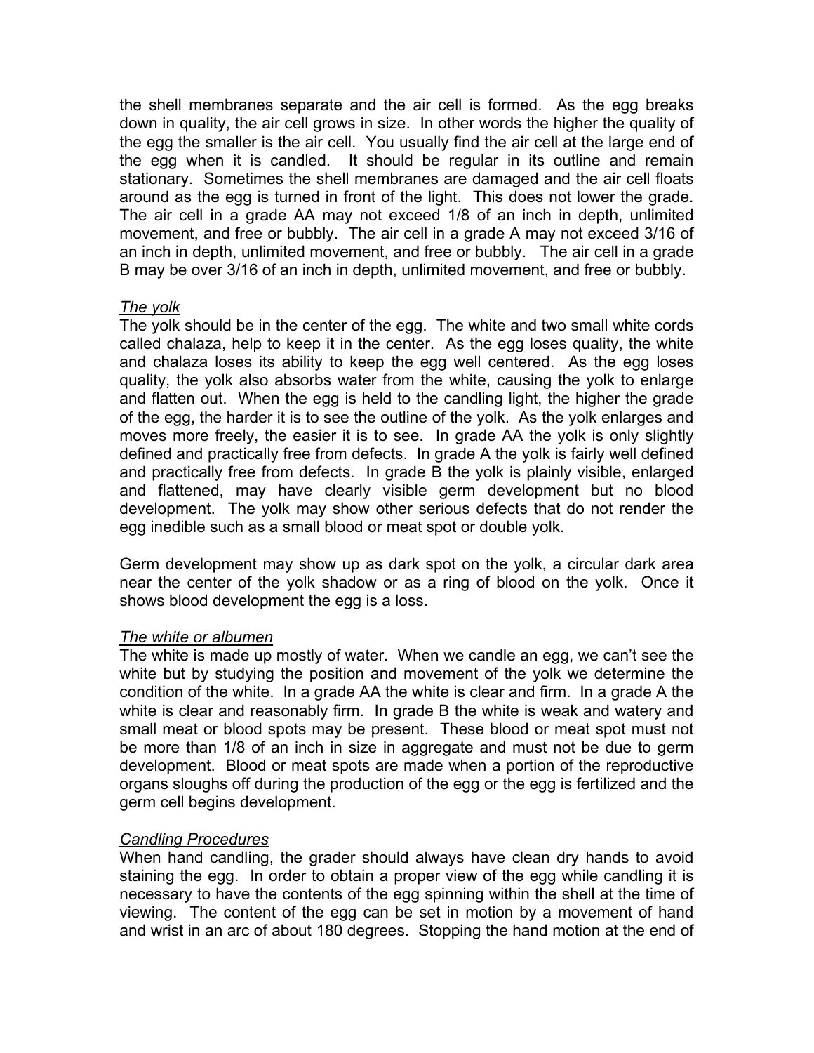the shell membranes separate and the air cell is formed. As the egg breaks down in quality, the air cell grows in size. In other words the higher the quality of the egg the smaller is the air cell. You usually find the air cell at the large end of the egg when it is candled. It should be regular in its outline and remain stationary. Sometimes the shell membranes are damaged and the air cell floats around as the egg is turned in front of the light. This does not lower the grade. The air cell in a grade AA may not exceed 1/8 of an inch in depth, unlimited movement, and free or bubbly. The air cell in a grade A may not exceed 3/16 of an inch in depth, unlimited movement, and free or bubbly. The air cell in a grade B may be over 3/16 of an inch in depth, unlimited movement, and free or bubbly.

*<u>The yolk</u>*

The yolk should be in the center of the egg. The white and two small white cords called chalaza, help to keep it in the center. As the egg loses quality, the white and chalaza loses its ability to keep the egg well centered. As the egg loses quality, the yolk also absorbs water from the white, causing the yolk to enlarge and flatten out. When the egg is held to the candling light, the higher the grade of the egg, the harder it is to see the outline of the yolk. As the yolk enlarges and moves more freely, the easier it is to see. In grade AA the yolk is only slightly defined and practically free from defects. In grade A the yolk is fairly well defined and practically free from defects. In grade B the yolk is plainly visible, enlarged and flattened, may have clearly visible germ development but no blood development. The yolk may show other serious defects that do not render the egg inedible such as a small blood or meat spot or double yolk.

Germ development may show up as dark spot on the yolk, a circular dark area near the center of the yolk shadow or as a ring of blood on the yolk. Once it shows blood development the egg is a loss.

*<u>The white or albumen</u>*

The white is made up mostly of water. When we candle an egg, we can't see the white but by studying the position and movement of the yolk we determine the condition of the white. In a grade AA the white is clear and firm. In a grade A the white is clear and reasonably firm. In grade B the white is weak and watery and small meat or blood spots may be present. These blood or meat spot must not be more than 1/8 of an inch in size in aggregate and must not be due to germ development. Blood or meat spots are made when a portion of the reproductive organs sloughs off during the production of the egg or the egg is fertilized and the germ cell begins development.

*<u>Candling Procedures</u>*

When hand candling, the grader should always have clean dry hands to avoid staining the egg. In order to obtain a proper view of the egg while candling it is necessary to have the contents of the egg spinning within the shell at the time of viewing. The content of the egg can be set in motion by a movement of hand and wrist in an arc of about 180 degrees. Stopping the hand motion at the end of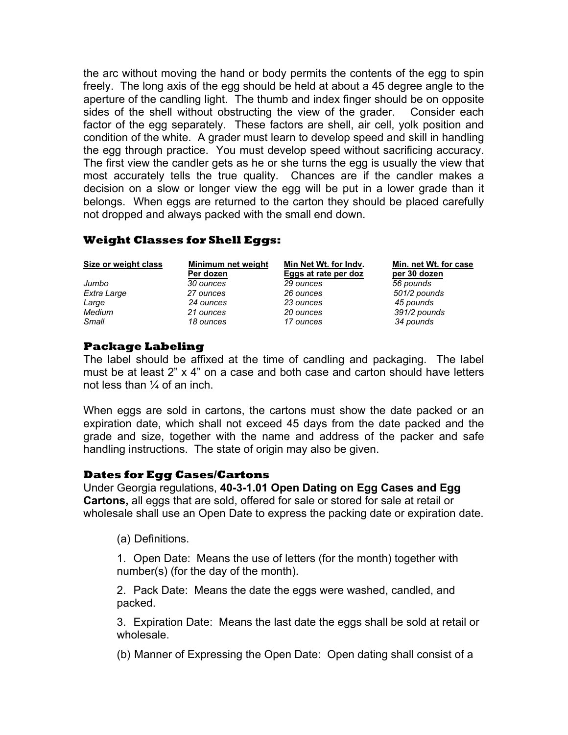the arc without moving the hand or body permits the contents of the egg to spin freely. The long axis of the egg should be held at about a 45 degree angle to the aperture of the candling light. The thumb and index finger should be on opposite sides of the shell without obstructing the view of the grader. Consider each factor of the egg separately. These factors are shell, air cell, yolk position and condition of the white. A grader must learn to develop speed and skill in handling the egg through practice. You must develop speed without sacrificing accuracy. The first view the candler gets as he or she turns the egg is usually the view that most accurately tells the true quality. Chances are if the candler makes a decision on a slow or longer view the egg will be put in a lower grade than it belongs. When eggs are returned to the carton they should be placed carefully not dropped and always packed with the small end down.

### Weight Classes for Shell Eggs:

| Size or weight class | Minimum net weight Per dozen | Min Net Wt. for Indv. Eggs at rate per doz | Min. net Wt. for case per 30 dozen |
|---|---|---|---|
| *Jumbo* | *30 ounces* | *29 ounces* | *56 pounds* |
| *Extra Large* | *27 ounces* | *26 ounces* | *501/2 pounds* |
| *Large* | *24 ounces* | *23 ounces* | *45 pounds* |
| *Medium* | *21 ounces* | *20 ounces* | *391/2 pounds* |
| *Small* | *18 ounces* | *17 ounces* | *34 pounds* |

### Package Labeling

The label should be affixed at the time of candling and packaging. The label must be at least 2" x 4" on a case and both case and carton should have letters not less than ¼ of an inch.

When eggs are sold in cartons, the cartons must show the date packed or an expiration date, which shall not exceed 45 days from the date packed and the grade and size, together with the name and address of the packer and safe handling instructions. The state of origin may also be given.

### Dates for Egg Cases/Cartons

Under Georgia regulations, **40-3-1.01 Open Dating on Egg Cases and Egg Cartons,** all eggs that are sold, offered for sale or stored for sale at retail or wholesale shall use an Open Date to express the packing date or expiration date.

(a) Definitions.

1. Open Date: Means the use of letters (for the month) together with number(s) (for the day of the month).

2. Pack Date: Means the date the eggs were washed, candled, and packed.

3. Expiration Date: Means the last date the eggs shall be sold at retail or wholesale.

(b) Manner of Expressing the Open Date: Open dating shall consist of a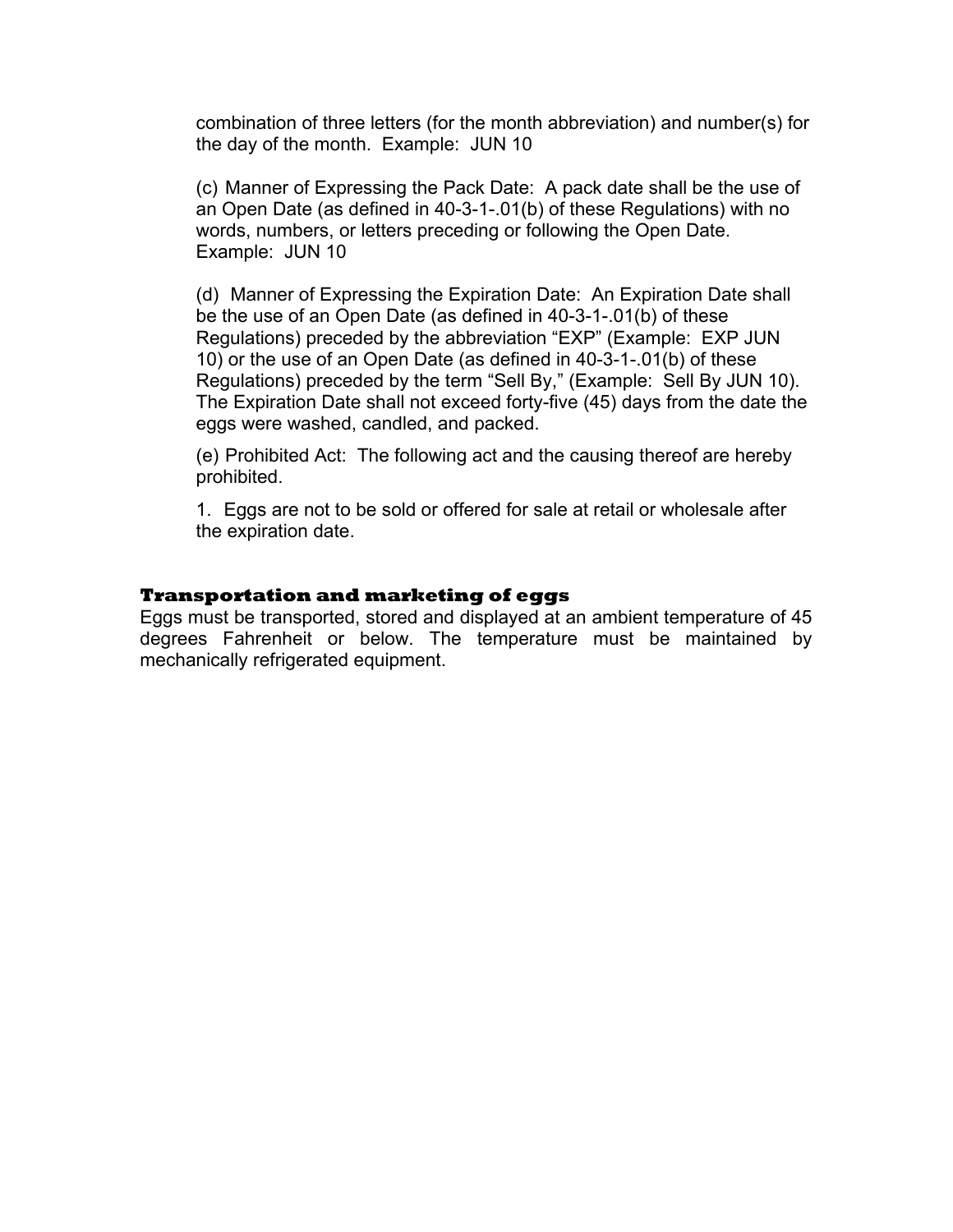combination of three letters (for the month abbreviation) and number(s) for the day of the month. Example: JUN 10

(c) Manner of Expressing the Pack Date: A pack date shall be the use of an Open Date (as defined in 40-3-1-.01(b) of these Regulations) with no words, numbers, or letters preceding or following the Open Date. Example: JUN 10

(d) Manner of Expressing the Expiration Date: An Expiration Date shall be the use of an Open Date (as defined in 40-3-1-.01(b) of these Regulations) preceded by the abbreviation "EXP" (Example: EXP JUN 10) or the use of an Open Date (as defined in 40-3-1-.01(b) of these Regulations) preceded by the term "Sell By," (Example: Sell By JUN 10). The Expiration Date shall not exceed forty-five (45) days from the date the eggs were washed, candled, and packed.

(e) Prohibited Act: The following act and the causing thereof are hereby prohibited.

1. Eggs are not to be sold or offered for sale at retail or wholesale after the expiration date.

**Transportation and marketing of eggs**

Eggs must be transported, stored and displayed at an ambient temperature of 45 degrees Fahrenheit or below. The temperature must be maintained by mechanically refrigerated equipment.